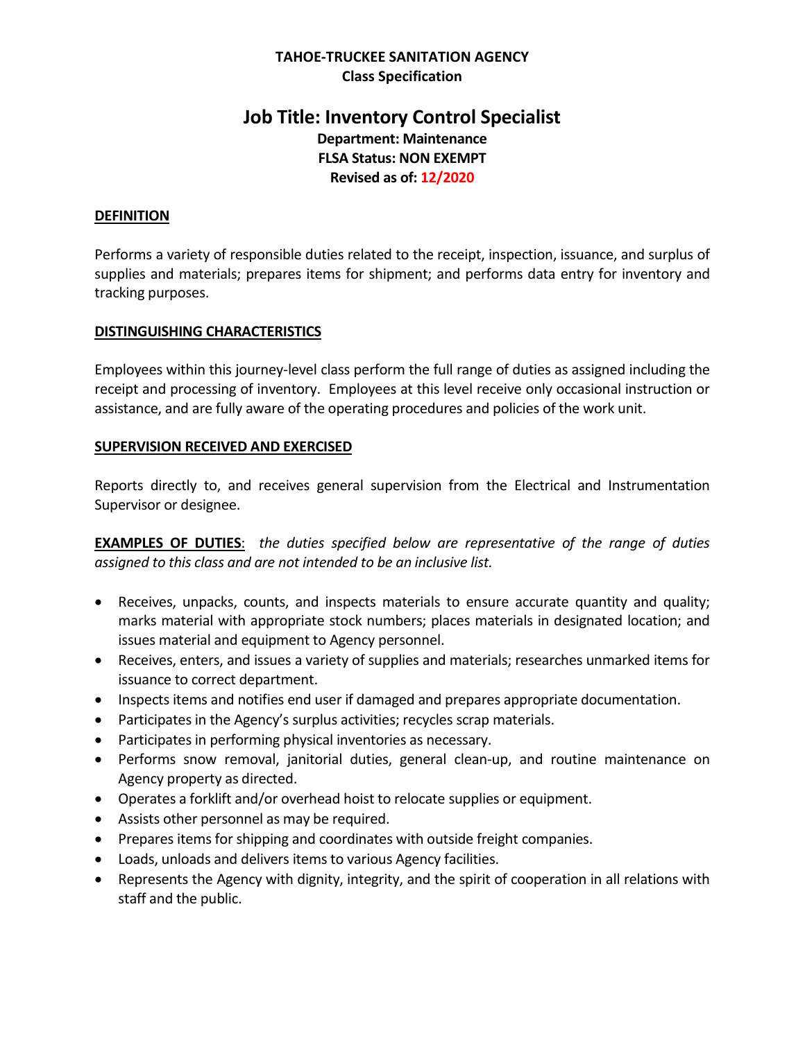**TAHOE-TRUCKEE SANITATION AGENCY**
**Class Specification**

# Job Title: Inventory Control Specialist

**Department: Maintenance**
**FLSA Status: NON EXEMPT**
**Revised as of: 12/2020**

## DEFINITION

Performs a variety of responsible duties related to the receipt, inspection, issuance, and surplus of supplies and materials; prepares items for shipment; and performs data entry for inventory and tracking purposes.

## DISTINGUISHING CHARACTERISTICS

Employees within this journey-level class perform the full range of duties as assigned including the receipt and processing of inventory. Employees at this level receive only occasional instruction or assistance, and are fully aware of the operating procedures and policies of the work unit.

## SUPERVISION RECEIVED AND EXERCISED

Reports directly to, and receives general supervision from the Electrical and Instrumentation Supervisor or designee.

**EXAMPLES OF DUTIES**: *the duties specified below are representative of the range of duties assigned to this class and are not intended to be an inclusive list.*

- Receives, unpacks, counts, and inspects materials to ensure accurate quantity and quality; marks material with appropriate stock numbers; places materials in designated location; and issues material and equipment to Agency personnel.
- Receives, enters, and issues a variety of supplies and materials; researches unmarked items for issuance to correct department.
- Inspects items and notifies end user if damaged and prepares appropriate documentation.
- Participates in the Agency's surplus activities; recycles scrap materials.
- Participates in performing physical inventories as necessary.
- Performs snow removal, janitorial duties, general clean-up, and routine maintenance on Agency property as directed.
- Operates a forklift and/or overhead hoist to relocate supplies or equipment.
- Assists other personnel as may be required.
- Prepares items for shipping and coordinates with outside freight companies.
- Loads, unloads and delivers items to various Agency facilities.
- Represents the Agency with dignity, integrity, and the spirit of cooperation in all relations with staff and the public.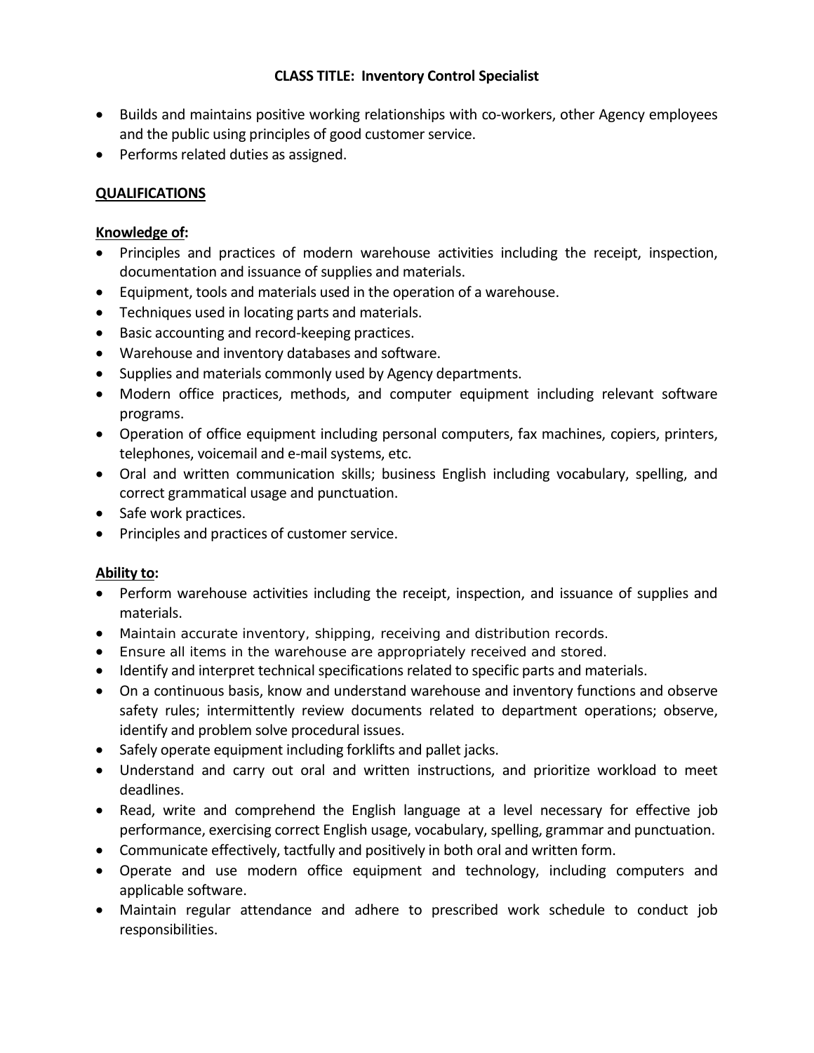**CLASS TITLE: Inventory Control Specialist**

- Builds and maintains positive working relationships with co-workers, other Agency employees and the public using principles of good customer service.
- Performs related duties as assigned.

## QUALIFICATIONS

### Knowledge of:

- Principles and practices of modern warehouse activities including the receipt, inspection, documentation and issuance of supplies and materials.
- Equipment, tools and materials used in the operation of a warehouse.
- Techniques used in locating parts and materials.
- Basic accounting and record-keeping practices.
- Warehouse and inventory databases and software.
- Supplies and materials commonly used by Agency departments.
- Modern office practices, methods, and computer equipment including relevant software programs.
- Operation of office equipment including personal computers, fax machines, copiers, printers, telephones, voicemail and e-mail systems, etc.
- Oral and written communication skills; business English including vocabulary, spelling, and correct grammatical usage and punctuation.
- Safe work practices.
- Principles and practices of customer service.

### Ability to:

- Perform warehouse activities including the receipt, inspection, and issuance of supplies and materials.
- Maintain accurate inventory, shipping, receiving and distribution records.
- Ensure all items in the warehouse are appropriately received and stored.
- Identify and interpret technical specifications related to specific parts and materials.
- On a continuous basis, know and understand warehouse and inventory functions and observe safety rules; intermittently review documents related to department operations; observe, identify and problem solve procedural issues.
- Safely operate equipment including forklifts and pallet jacks.
- Understand and carry out oral and written instructions, and prioritize workload to meet deadlines.
- Read, write and comprehend the English language at a level necessary for effective job performance, exercising correct English usage, vocabulary, spelling, grammar and punctuation.
- Communicate effectively, tactfully and positively in both oral and written form.
- Operate and use modern office equipment and technology, including computers and applicable software.
- Maintain regular attendance and adhere to prescribed work schedule to conduct job responsibilities.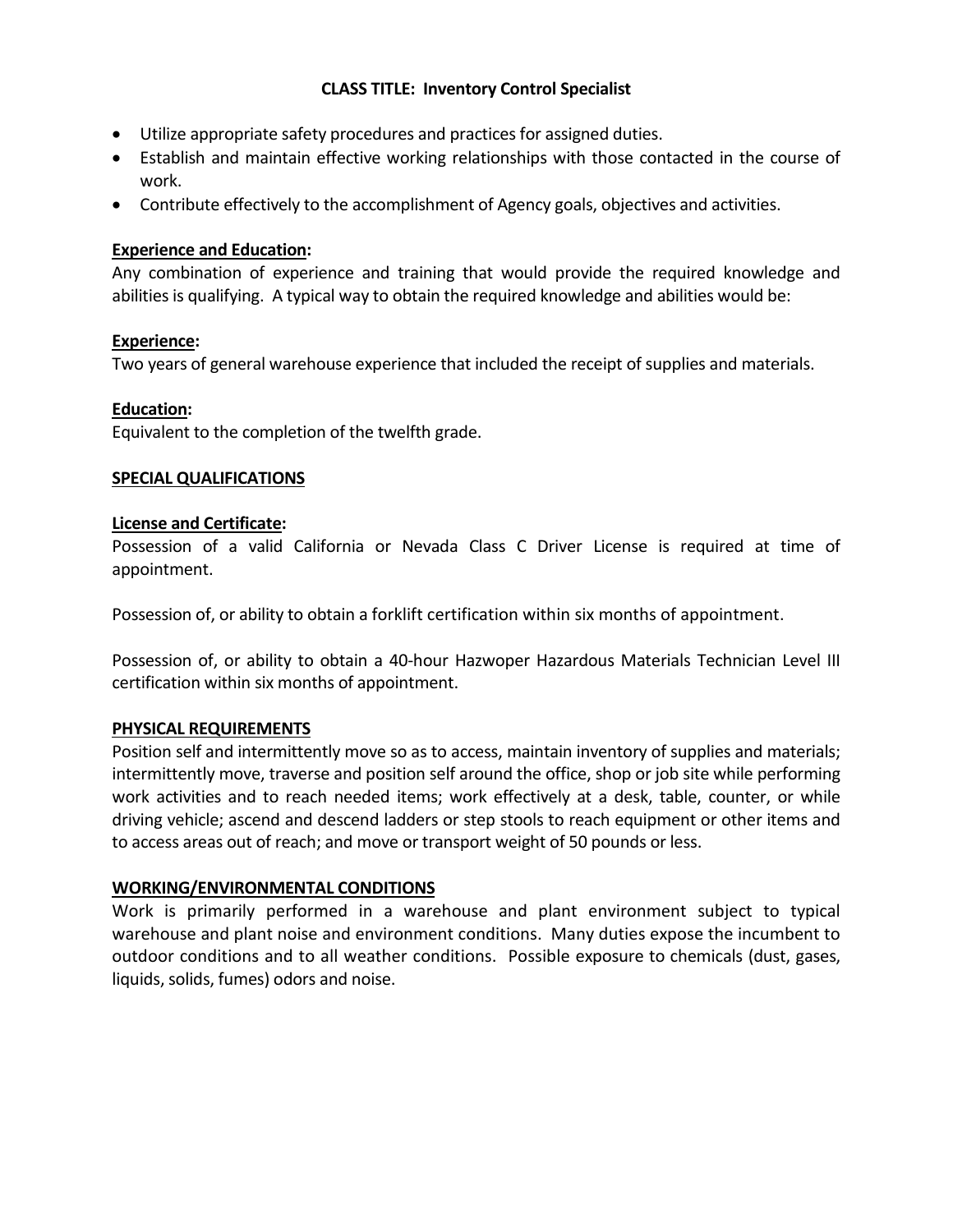**CLASS TITLE: Inventory Control Specialist**

- Utilize appropriate safety procedures and practices for assigned duties.
- Establish and maintain effective working relationships with those contacted in the course of work.
- Contribute effectively to the accomplishment of Agency goals, objectives and activities.

**Experience and Education:**
Any combination of experience and training that would provide the required knowledge and abilities is qualifying. A typical way to obtain the required knowledge and abilities would be:

**Experience:**
Two years of general warehouse experience that included the receipt of supplies and materials.

**Education:**
Equivalent to the completion of the twelfth grade.

**SPECIAL QUALIFICATIONS**

**License and Certificate:**
Possession of a valid California or Nevada Class C Driver License is required at time of appointment.

Possession of, or ability to obtain a forklift certification within six months of appointment.

Possession of, or ability to obtain a 40-hour Hazwoper Hazardous Materials Technician Level III certification within six months of appointment.

**PHYSICAL REQUIREMENTS**
Position self and intermittently move so as to access, maintain inventory of supplies and materials; intermittently move, traverse and position self around the office, shop or job site while performing work activities and to reach needed items; work effectively at a desk, table, counter, or while driving vehicle; ascend and descend ladders or step stools to reach equipment or other items and to access areas out of reach; and move or transport weight of 50 pounds or less.

**WORKING/ENVIRONMENTAL CONDITIONS**
Work is primarily performed in a warehouse and plant environment subject to typical warehouse and plant noise and environment conditions. Many duties expose the incumbent to outdoor conditions and to all weather conditions. Possible exposure to chemicals (dust, gases, liquids, solids, fumes) odors and noise.